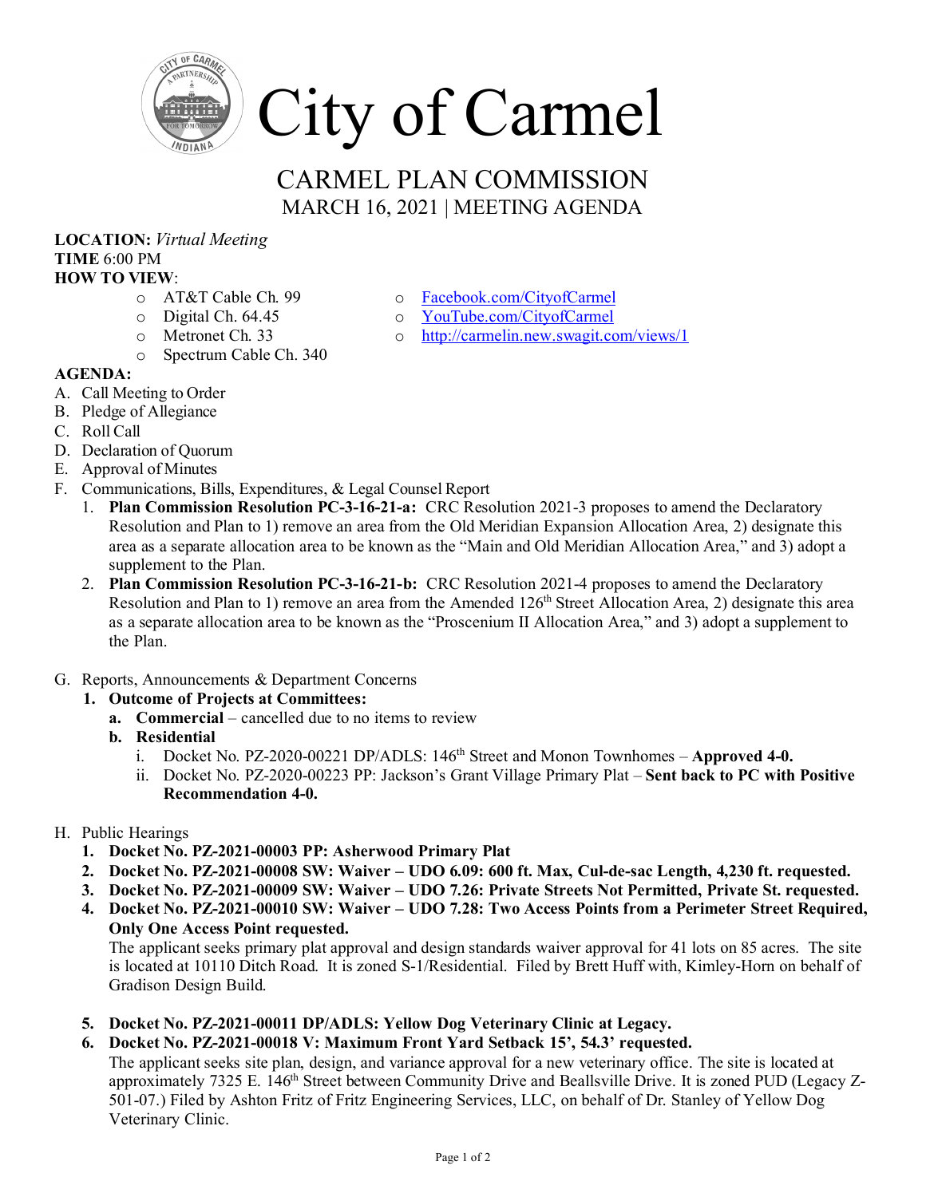# City of Carmel

## CARMEL PLAN COMMISSION

### MARCH 16, 2021 | MEETING AGENDA

**LOCATION:** *Virtual Meeting*
**TIME** 6:00 PM
**HOW TO VIEW**:

- AT&T Cable Ch. 99
- Digital Ch. 64.45
- Metronet Ch. 33
- Spectrum Cable Ch. 340
- Facebook.com/CityofCarmel
- YouTube.com/CityofCarmel
- http://carmelin.new.swagit.com/views/1

**AGENDA:**

A. Call Meeting to Order
B. Pledge of Allegiance
C. Roll Call
D. Declaration of Quorum
E. Approval of Minutes
F. Communications, Bills, Expenditures, & Legal Counsel Report
   1. **Plan Commission Resolution PC-3-16-21-a:** CRC Resolution 2021-3 proposes to amend the Declaratory Resolution and Plan to 1) remove an area from the Old Meridian Expansion Allocation Area, 2) designate this area as a separate allocation area to be known as the "Main and Old Meridian Allocation Area," and 3) adopt a supplement to the Plan.
   2. **Plan Commission Resolution PC-3-16-21-b:** CRC Resolution 2021-4 proposes to amend the Declaratory Resolution and Plan to 1) remove an area from the Amended 126th Street Allocation Area, 2) designate this area as a separate allocation area to be known as the "Proscenium II Allocation Area," and 3) adopt a supplement to the Plan.

G. Reports, Announcements & Department Concerns
   1. **Outcome of Projects at Committees:**
      a. **Commercial** – cancelled due to no items to review
      b. **Residential**
         i. Docket No. PZ-2020-00221 DP/ADLS: 146th Street and Monon Townhomes – **Approved 4-0.**
         ii. Docket No. PZ-2020-00223 PP: Jackson's Grant Village Primary Plat – **Sent back to PC with Positive Recommendation 4-0.**

H. Public Hearings
   1. **Docket No. PZ-2021-00003 PP: Asherwood Primary Plat**
   2. **Docket No. PZ-2021-00008 SW: Waiver – UDO 6.09: 600 ft. Max, Cul-de-sac Length, 4,230 ft. requested.**
   3. **Docket No. PZ-2021-00009 SW: Waiver – UDO 7.26: Private Streets Not Permitted, Private St. requested.**
   4. **Docket No. PZ-2021-00010 SW: Waiver – UDO 7.28: Two Access Points from a Perimeter Street Required, Only One Access Point requested.**
      The applicant seeks primary plat approval and design standards waiver approval for 41 lots on 85 acres. The site is located at 10110 Ditch Road. It is zoned S-1/Residential. Filed by Brett Huff with, Kimley-Horn on behalf of Gradison Design Build.

   5. **Docket No. PZ-2021-00011 DP/ADLS: Yellow Dog Veterinary Clinic at Legacy.**
   6. **Docket No. PZ-2021-00018 V: Maximum Front Yard Setback 15', 54.3' requested.**
      The applicant seeks site plan, design, and variance approval for a new veterinary office. The site is located at approximately 7325 E. 146th Street between Community Drive and Beallsville Drive. It is zoned PUD (Legacy Z-501-07.) Filed by Ashton Fritz of Fritz Engineering Services, LLC, on behalf of Dr. Stanley of Yellow Dog Veterinary Clinic.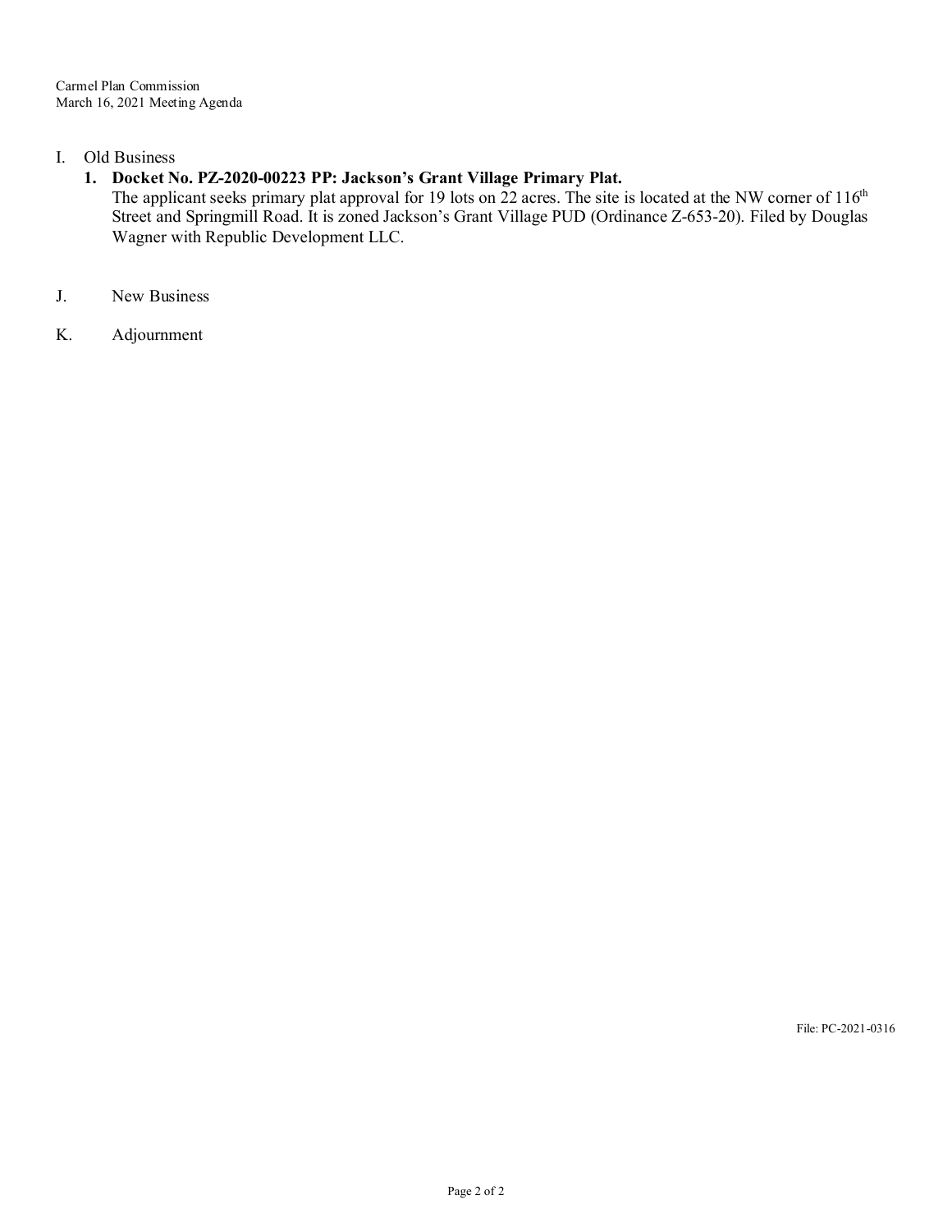I. Old Business

1. **Docket No. PZ-2020-00223 PP: Jackson's Grant Village Primary Plat.**
   The applicant seeks primary plat approval for 19 lots on 22 acres. The site is located at the NW corner of 116th Street and Springmill Road. It is zoned Jackson's Grant Village PUD (Ordinance Z-653-20). Filed by Douglas Wagner with Republic Development LLC.

J. New Business

K. Adjournment

File: PC-2021-0316